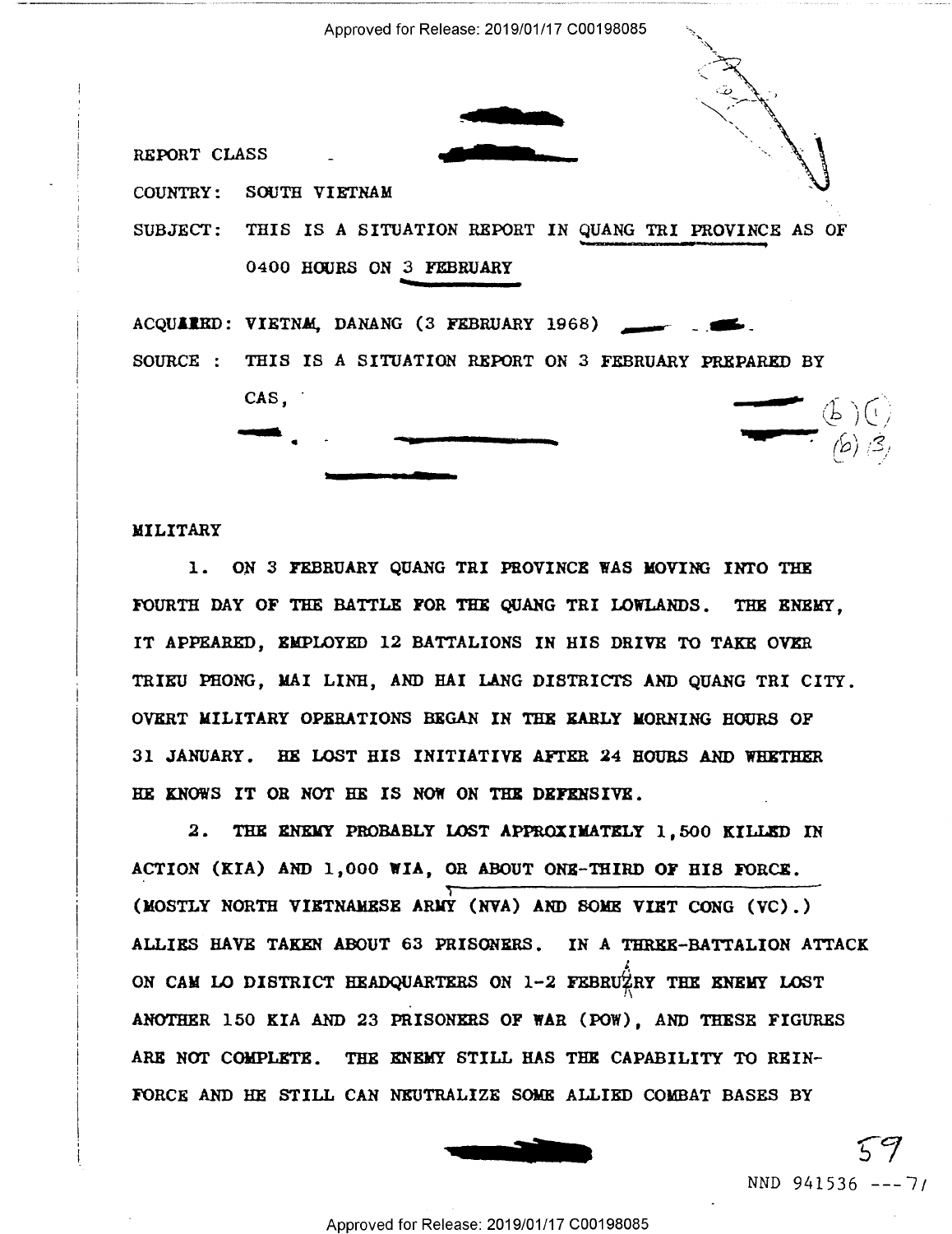REPORT CLASS

COUNTRY: SOUTH VIETNAM

SUBJECT: THIS IS A SITUATION REPORT IN QUANG TRI PROVINCE AS OF 0400 HOURS ON 3 FEBRUARY

ACQUIRED: VIETNAM, DANANG (3 FEBRUARY 1968)

SOURCE : THIS IS A SITUATION REPORT ON 3 FEBRUARY PREPARED BY CAS,

(b)(1)
(b)(3)

MILITARY

1. ON 3 FEBRUARY QUANG TRI PROVINCE WAS MOVING INTO THE FOURTH DAY OF THE BATTLE FOR THE QUANG TRI LOWLANDS. THE ENEMY, IT APPEARED, EMPLOYED 12 BATTALIONS IN HIS DRIVE TO TAKE OVER TRIEU PHONG, MAI LINH, AND HAI LANG DISTRICTS AND QUANG TRI CITY. OVERT MILITARY OPERATIONS BEGAN IN THE EARLY MORNING HOURS OF 31 JANUARY. HE LOST HIS INITIATIVE AFTER 24 HOURS AND WHETHER HE KNOWS IT OR NOT HE IS NOW ON THE DEFENSIVE.

2. THE ENEMY PROBABLY LOST APPROXIMATELY 1,500 KILLED IN ACTION (KIA) AND 1,000 WIA, OR ABOUT ONE-THIRD OF HIS FORCE. (MOSTLY NORTH VIETNAMESE ARMY (NVA) AND SOME VIET CONG (VC).) ALLIES HAVE TAKEN ABOUT 63 PRISONERS. IN A THREE-BATTALION ATTACK ON CAM LO DISTRICT HEADQUARTERS ON 1-2 FEBRUARY THE ENEMY LOST ANOTHER 150 KIA AND 23 PRISONERS OF WAR (POW), AND THESE FIGURES ARE NOT COMPLETE. THE ENEMY STILL HAS THE CAPABILITY TO REINFORCE AND HE STILL CAN NEUTRALIZE SOME ALLIED COMBAT BASES BY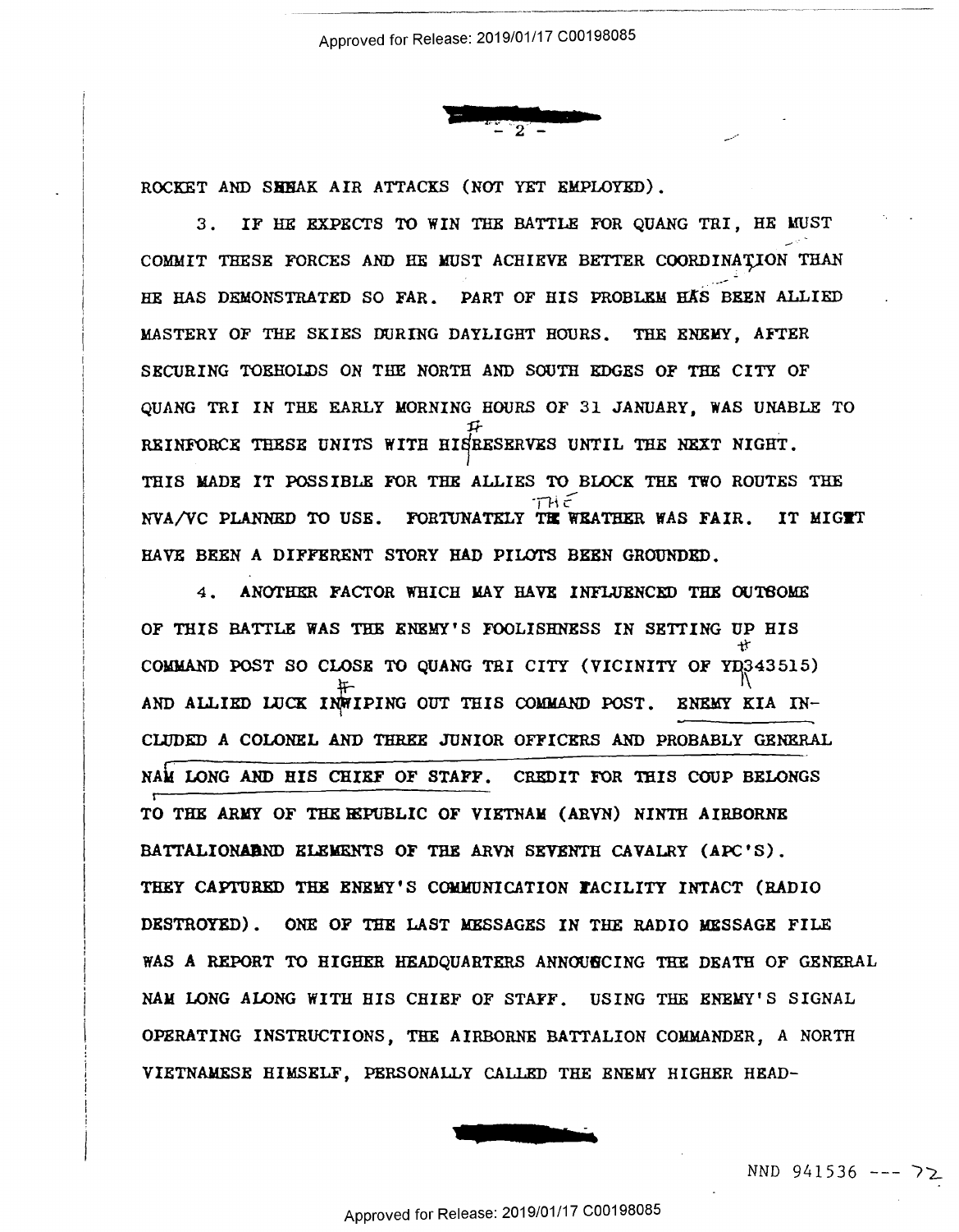ROCKET AND SNEAK AIR ATTACKS (NOT YET EMPLOYED).

3. IF HE EXPECTS TO WIN THE BATTLE FOR QUANG TRI, HE MUST COMMIT THESE FORCES AND HE MUST ACHIEVE BETTER COORDINATION THAN HE HAS DEMONSTRATED SO FAR. PART OF HIS PROBLEM HAS BEEN ALLIED MASTERY OF THE SKIES DURING DAYLIGHT HOURS. THE ENEMY, AFTER SECURING TOEHOLDS ON THE NORTH AND SOUTH EDGES OF THE CITY OF QUANG TRI IN THE EARLY MORNING HOURS OF 31 JANUARY, WAS UNABLE TO REINFORCE THESE UNITS WITH HIS RESERVES UNTIL THE NEXT NIGHT. THIS MADE IT POSSIBLE FOR THE ALLIES TO BLOCK THE TWO ROUTES THE NVA/VC PLANNED TO USE. FORTUNATELY THE WEATHER WAS FAIR. IT MIGHT HAVE BEEN A DIFFERENT STORY HAD PILOTS BEEN GROUNDED.

4. ANOTHER FACTOR WHICH MAY HAVE INFLUENCED THE OUTCOME OF THIS BATTLE WAS THE ENEMY'S FOOLISHNESS IN SETTING UP HIS COMMAND POST SO CLOSE TO QUANG TRI CITY (VICINITY OF YD 343515) AND ALLIED LUCK IN WIPING OUT THIS COMMAND POST. ENEMY KIA INCLUDED A COLONEL AND THREE JUNIOR OFFICERS AND PROBABLY GENERAL NAM LONG AND HIS CHIEF OF STAFF. CREDIT FOR THIS COUP BELONGS TO THE ARMY OF THE REPUBLIC OF VIETNAM (ARVN) NINTH AIRBORNE BATTALION AND ELEMENTS OF THE ARVN SEVENTH CAVALRY (APC'S). THEY CAPTURED THE ENEMY'S COMMUNICATION FACILITY INTACT (RADIO DESTROYED). ONE OF THE LAST MESSAGES IN THE RADIO MESSAGE FILE WAS A REPORT TO HIGHER HEADQUARTERS ANNOUNCING THE DEATH OF GENERAL NAM LONG ALONG WITH HIS CHIEF OF STAFF. USING THE ENEMY'S SIGNAL OPERATING INSTRUCTIONS, THE AIRBORNE BATTALION COMMANDER, A NORTH VIETNAMESE HIMSELF, PERSONALLY CALLED THE ENEMY HIGHER HEAD-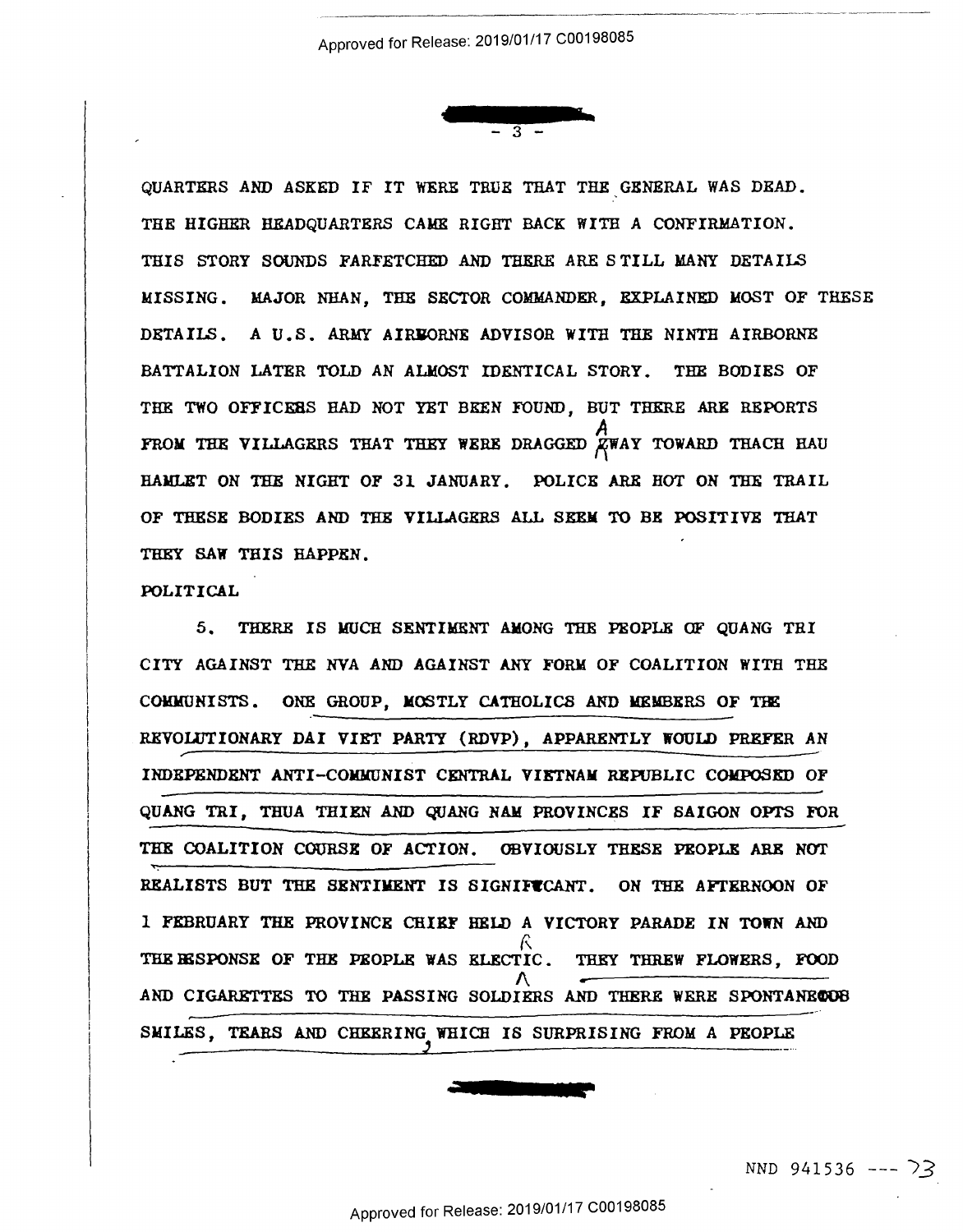QUARTERS AND ASKED IF IT WERE TRUE THAT THE GENERAL WAS DEAD. THE HIGHER HEADQUARTERS CAME RIGHT BACK WITH A CONFIRMATION. THIS STORY SOUNDS FARFETCHED AND THERE ARE STILL MANY DETAILS MISSING. MAJOR NHAN, THE SECTOR COMMANDER, EXPLAINED MOST OF THESE DETAILS. A U.S. ARMY AIRBORNE ADVISOR WITH THE NINTH AIRBORNE BATTALION LATER TOLD AN ALMOST IDENTICAL STORY. THE BODIES OF THE TWO OFFICERS HAD NOT YET BEEN FOUND, BUT THERE ARE REPORTS FROM THE VILLAGERS THAT THEY WERE DRAGGED AWAY TOWARD THACH HAU HAMLET ON THE NIGHT OF 31 JANUARY. POLICE ARE HOT ON THE TRAIL OF THESE BODIES AND THE VILLAGERS ALL SEEM TO BE POSITIVE THAT THEY SAW THIS HAPPEN.

POLITICAL

5. THERE IS MUCH SENTIMENT AMONG THE PEOPLE OF QUANG TRI CITY AGAINST THE NVA AND AGAINST ANY FORM OF COALITION WITH THE COMMUNISTS. ONE GROUP, MOSTLY CATHOLICS AND MEMBERS OF THE REVOLUTIONARY DAI VIET PARTY (RDVP), APPARENTLY WOULD PREFER AN INDEPENDENT ANTI-COMMUNIST CENTRAL VIETNAM REPUBLIC COMPOSED OF QUANG TRI, THUA THIEN AND QUANG NAM PROVINCES IF SAIGON OPTS FOR THE COALITION COURSE OF ACTION. OBVIOUSLY THESE PEOPLE ARE NOT REALISTS BUT THE SENTIMENT IS SIGNIFICANT. ON THE AFTERNOON OF 1 FEBRUARY THE PROVINCE CHIEF HELD A VICTORY PARADE IN TOWN AND THE RESPONSE OF THE PEOPLE WAS ELECTRIC. THEY THREW FLOWERS, FOOD AND CIGARETTES TO THE PASSING SOLDIERS AND THERE WERE SPONTANEOUS SMILES, TEARS AND CHEERING, WHICH IS SURPRISING FROM A PEOPLE

NND 941536 --- 73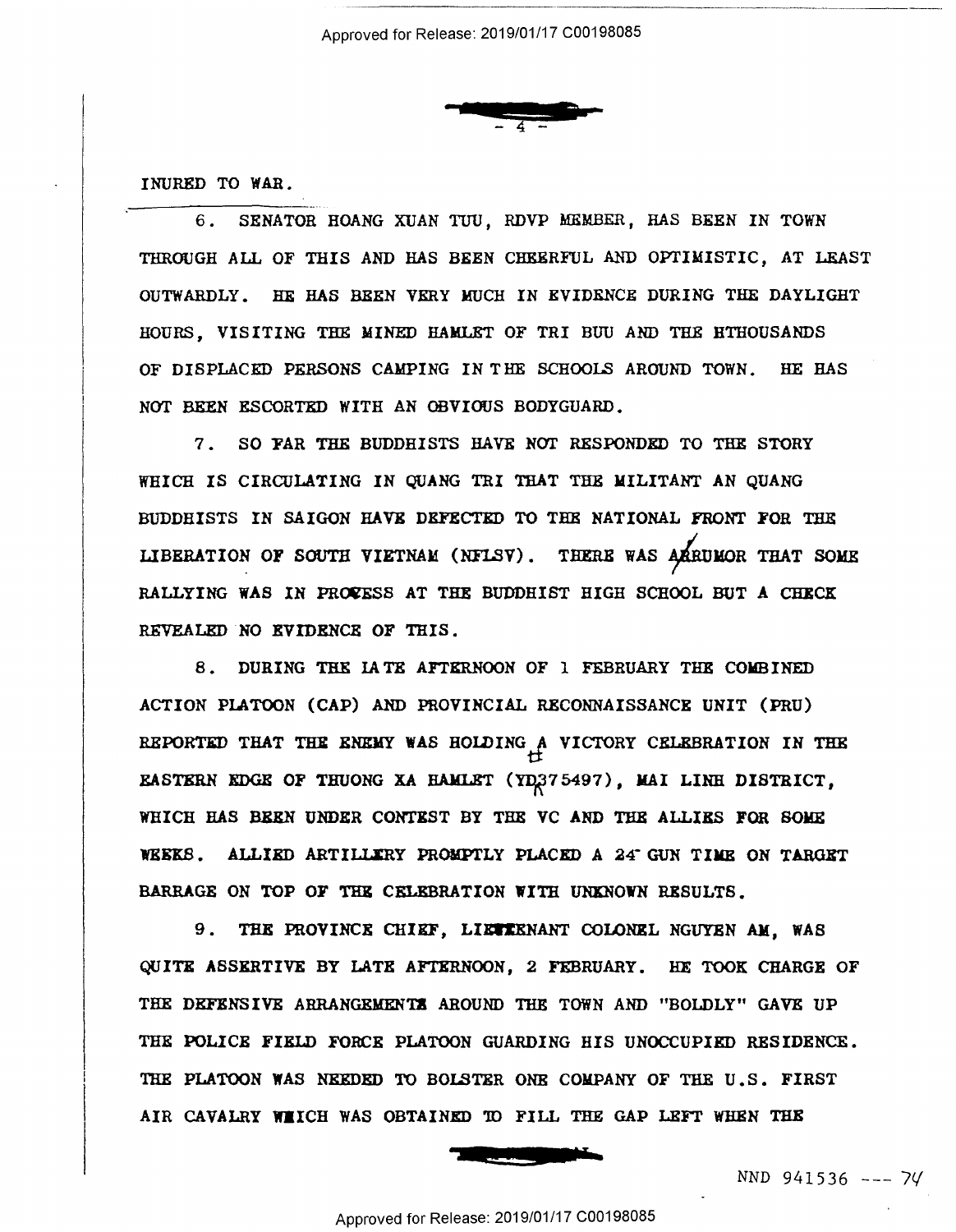INURED TO WAR.

6. SENATOR HOANG XUAN TUU, RDVP MEMBER, HAS BEEN IN TOWN THROUGH ALL OF THIS AND HAS BEEN CHEERFUL AND OPTIMISTIC, AT LEAST OUTWARDLY. HE HAS BEEN VERY MUCH IN EVIDENCE DURING THE DAYLIGHT HOURS, VISITING THE MINED HAMLET OF TRI BUU AND THE HTHOUSANDS OF DISPLACED PERSONS CAMPING IN THE SCHOOLS AROUND TOWN. HE HAS NOT BEEN ESCORTED WITH AN OBVIOUS BODYGUARD.

7. SO FAR THE BUDDHISTS HAVE NOT RESPONDED TO THE STORY WHICH IS CIRCULATING IN QUANG TRI THAT THE MILITANT AN QUANG BUDDHISTS IN SAIGON HAVE DEFECTED TO THE NATIONAL FRONT FOR THE LIBERATION OF SOUTH VIETNAM (NFLSV). THERE WAS A RUMOR THAT SOME RALLYING WAS IN PROCESS AT THE BUDDHIST HIGH SCHOOL BUT A CHECK REVEALED NO EVIDENCE OF THIS.

8. DURING THE LATE AFTERNOON OF 1 FEBRUARY THE COMBINED ACTION PLATOON (CAP) AND PROVINCIAL RECONNAISSANCE UNIT (PRU) REPORTED THAT THE ENEMY WAS HOLDING A VICTORY CELEBRATION IN THE EASTERN EDGE OF THUONG XA HAMLET (YD375497), MAI LINH DISTRICT, WHICH HAS BEEN UNDER CONTEST BY THE VC AND THE ALLIES FOR SOME WEEKS. ALLIED ARTILLERY PROMPTLY PLACED A 24 GUN TIME ON TARGET BARRAGE ON TOP OF THE CELEBRATION WITH UNKNOWN RESULTS.

9. THE PROVINCE CHIEF, LIEUTENANT COLONEL NGUYEN AM, WAS QUITE ASSERTIVE BY LATE AFTERNOON, 2 FEBRUARY. HE TOOK CHARGE OF THE DEFENSIVE ARRANGEMENTS AROUND THE TOWN AND "BOLDLY" GAVE UP THE POLICE FIELD FORCE PLATOON GUARDING HIS UNOCCUPIED RESIDENCE. THE PLATOON WAS NEEDED TO BOLSTER ONE COMPANY OF THE U.S. FIRST AIR CAVALRY WHICH WAS OBTAINED TO FILL THE GAP LEFT WHEN THE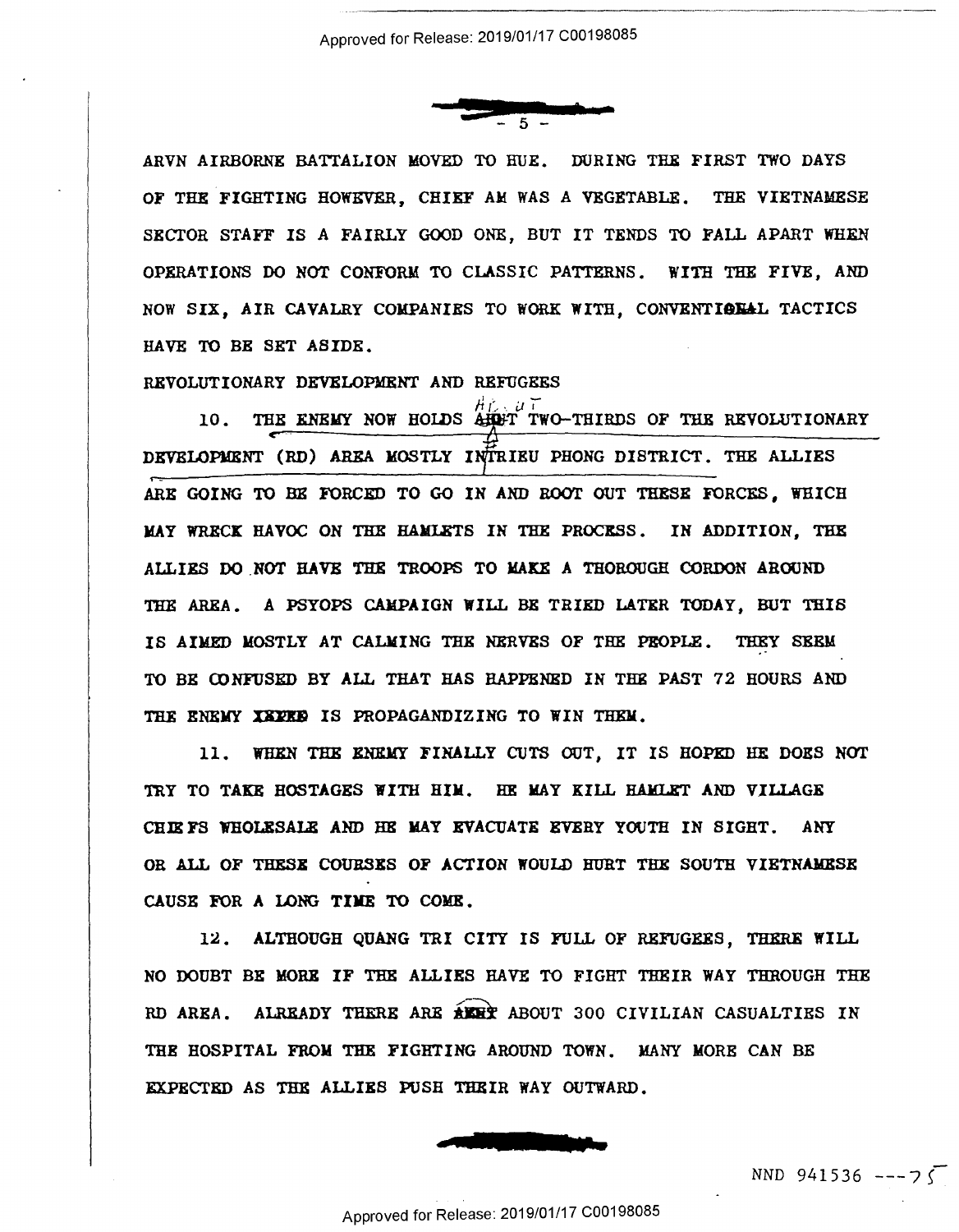ARVN AIRBORNE BATTALION MOVED TO HUE. DURING THE FIRST TWO DAYS OF THE FIGHTING HOWEVER, CHIEF AM WAS A VEGETABLE. THE VIETNAMESE SECTOR STAFF IS A FAIRLY GOOD ONE, BUT IT TENDS TO FALL APART WHEN OPERATIONS DO NOT CONFORM TO CLASSIC PATTERNS. WITH THE FIVE, AND NOW SIX, AIR CAVALRY COMPANIES TO WORK WITH, CONVENTIONAL TACTICS HAVE TO BE SET ASIDE.

REVOLUTIONARY DEVELOPMENT AND REFUGEES

10. THE ENEMY NOW HOLDS ABOUT TWO-THIRDS OF THE REVOLUTIONARY DEVELOPMENT (RD) AREA MOSTLY IN TRIEU PHONG DISTRICT. THE ALLIES ARE GOING TO BE FORCED TO GO IN AND ROOT OUT THESE FORCES, WHICH MAY WRECK HAVOC ON THE HAMLETS IN THE PROCESS. IN ADDITION, THE ALLIES DO NOT HAVE THE TROOPS TO MAKE A THOROUGH CORDON AROUND THE AREA. A PSYOPS CAMPAIGN WILL BE TRIED LATER TODAY, BUT THIS IS AIMED MOSTLY AT CALMING THE NERVES OF THE PEOPLE. THEY SEEM TO BE CONFUSED BY ALL THAT HAS HAPPENED IN THE PAST 72 HOURS AND THE ENEMY IS PROPAGANDIZING TO WIN THEM.

11. WHEN THE ENEMY FINALLY CUTS OUT, IT IS HOPED HE DOES NOT TRY TO TAKE HOSTAGES WITH HIM. HE MAY KILL HAMLET AND VILLAGE CHIEFS WHOLESALE AND HE MAY EVACUATE EVERY YOUTH IN SIGHT. ANY OR ALL OF THESE COURSES OF ACTION WOULD HURT THE SOUTH VIETNAMESE CAUSE FOR A LONG TIME TO COME.

12. ALTHOUGH QUANG TRI CITY IS FULL OF REFUGEES, THERE WILL NO DOUBT BE MORE IF THE ALLIES HAVE TO FIGHT THEIR WAY THROUGH THE RD AREA. ALREADY THERE ARE ABOUT 300 CIVILIAN CASUALTIES IN THE HOSPITAL FROM THE FIGHTING AROUND TOWN. MANY MORE CAN BE EXPECTED AS THE ALLIES PUSH THEIR WAY OUTWARD.

NND 941536 ---75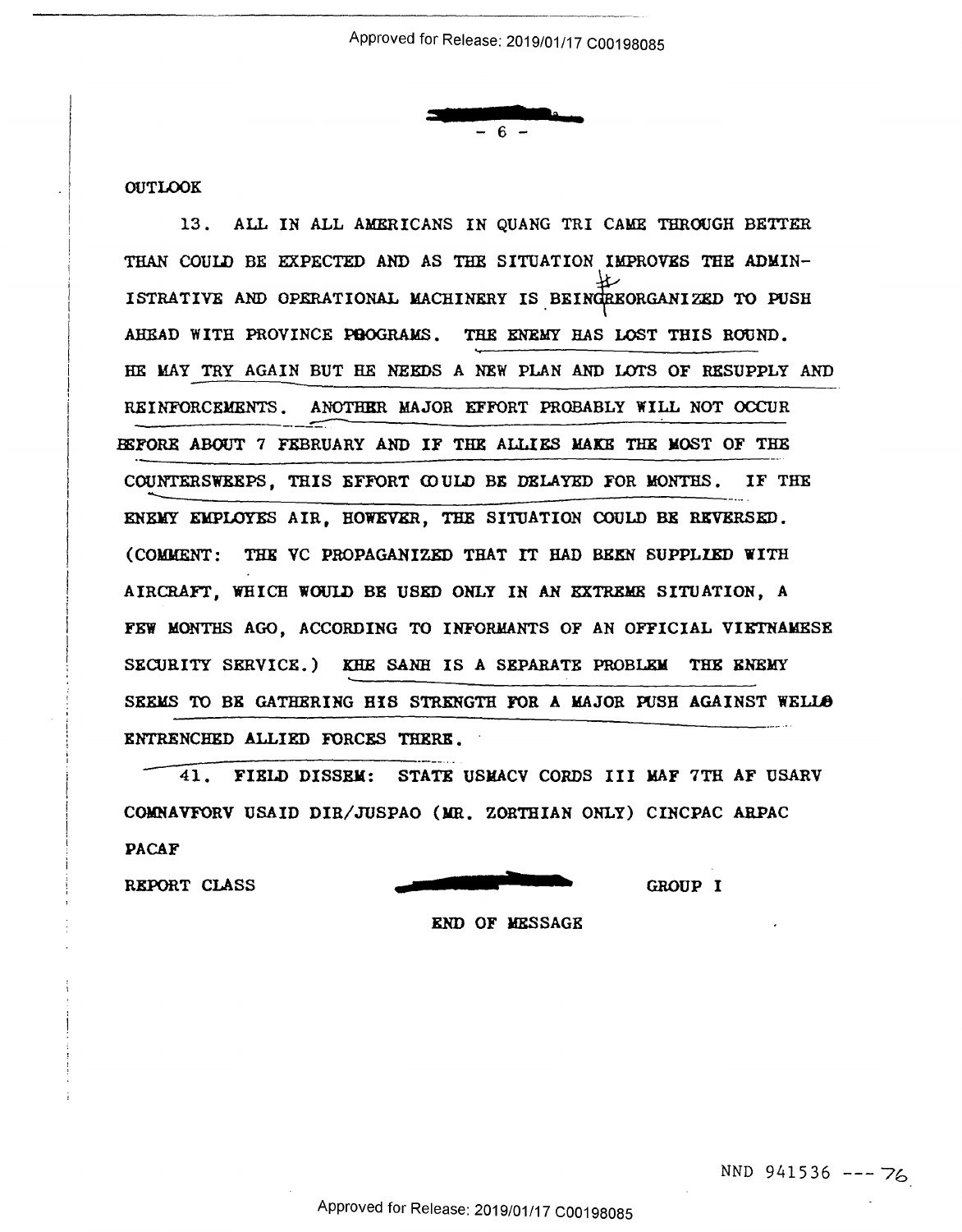OUTLOOK

13. ALL IN ALL AMERICANS IN QUANG TRI CAME THROUGH BETTER THAN COULD BE EXPECTED AND AS THE SITUATION IMPROVES THE ADMINISTRATIVE AND OPERATIONAL MACHINERY IS BEINGREORGANIZED TO PUSH AHEAD WITH PROVINCE PROGRAMS. THE ENEMY HAS LOST THIS ROUND. HE MAY TRY AGAIN BUT HE NEEDS A NEW PLAN AND LOTS OF RESUPPLY AND REINFORCEMENTS. ANOTHER MAJOR EFFORT PROBABLY WILL NOT OCCUR BEFORE ABOUT 7 FEBRUARY AND IF THE ALLIES MAKE THE MOST OF THE COUNTERSWEEPS, THIS EFFORT COULD BE DELAYED FOR MONTHS. IF THE ENEMY EMPLOYES AIR, HOWEVER, THE SITUATION COULD BE REVERSED. (COMMENT: THE VC PROPAGANIZED THAT IT HAD BEEN SUPPLIED WITH AIRCRAFT, WHICH WOULD BE USED ONLY IN AN EXTREME SITUATION, A FEW MONTHS AGO, ACCORDING TO INFORMANTS OF AN OFFICIAL VIETNAMESE SECURITY SERVICE.) KHE SANH IS A SEPARATE PROBLEM THE ENEMY SEEMS TO BE GATHERING HIS STRENGTH FOR A MAJOR PUSH AGAINST WELL ENTRENCHED ALLIED FORCES THERE.

41. FIELD DISSEM: STATE USMACV CORDS III MAF 7TH AF USARV COMNAVFORV USAID DIR/JUSPAO (MR. ZORTHIAN ONLY) CINCPAC ARPAC PACAF

REPORT CLASS GROUP I

END OF MESSAGE

NND 941536 --- 76